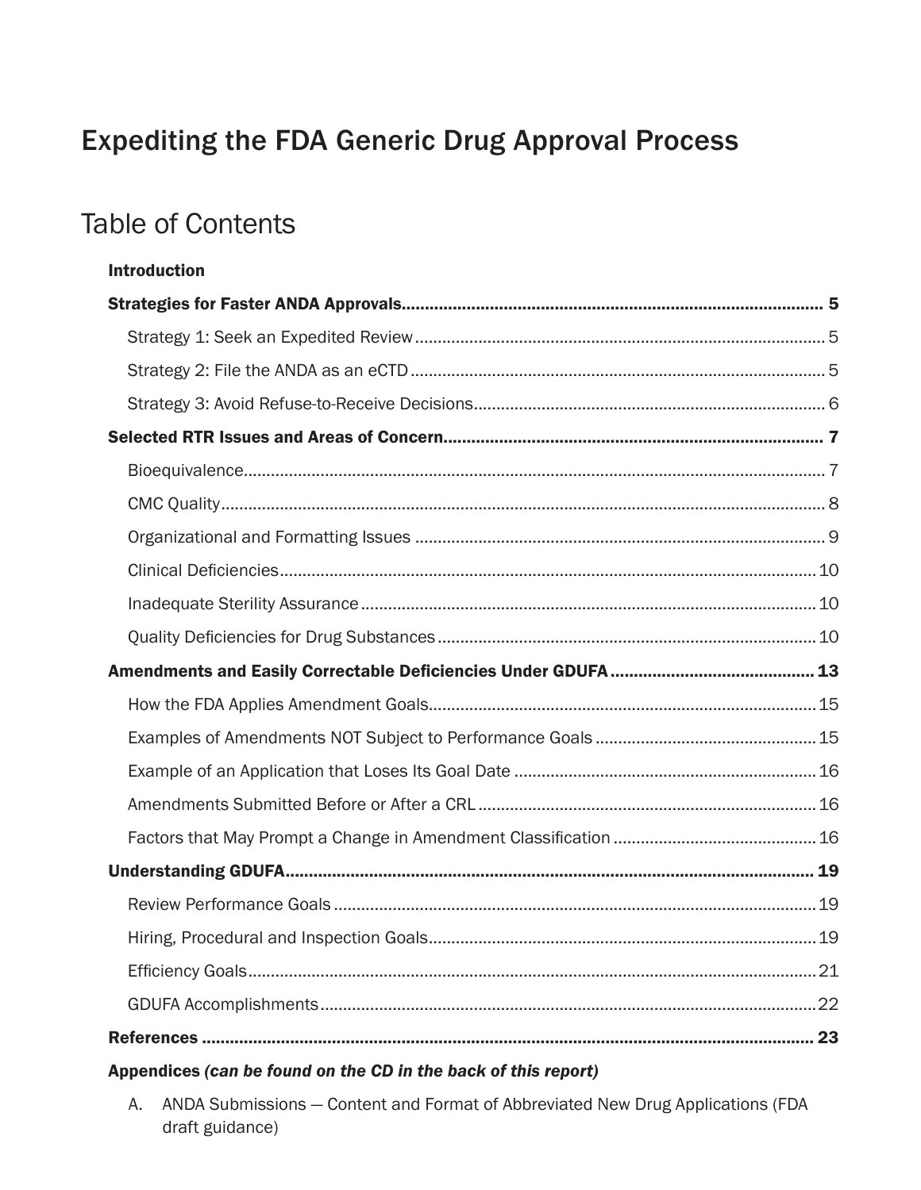# Expediting the FDA Generic Drug Approval Process

## Table of Contents

**Introduction**

**Strategies for Faster ANDA Approvals** ........ **5**

- Strategy 1: Seek an Expedited Review ........ 5
- Strategy 2: File the ANDA as an eCTD ........ 5
- Strategy 3: Avoid Refuse-to-Receive Decisions ........ 6

**Selected RTR Issues and Areas of Concern** ........ **7**

- Bioequivalence ........ 7
- CMC Quality ........ 8
- Organizational and Formatting Issues ........ 9
- Clinical Deficiencies ........ 10
- Inadequate Sterility Assurance ........ 10
- Quality Deficiencies for Drug Substances ........ 10

**Amendments and Easily Correctable Deficiencies Under GDUFA** ........ **13**

- How the FDA Applies Amendment Goals ........ 15
- Examples of Amendments NOT Subject to Performance Goals ........ 15
- Example of an Application that Loses Its Goal Date ........ 16
- Amendments Submitted Before or After a CRL ........ 16
- Factors that May Prompt a Change in Amendment Classification ........ 16

**Understanding GDUFA** ........ **19**

- Review Performance Goals ........ 19
- Hiring, Procedural and Inspection Goals ........ 19
- Efficiency Goals ........ 21
- GDUFA Accomplishments ........ 22

**References** ........ **23**

**Appendices** ***(can be found on the CD in the back of this report)***

A. ANDA Submissions — Content and Format of Abbreviated New Drug Applications (FDA draft guidance)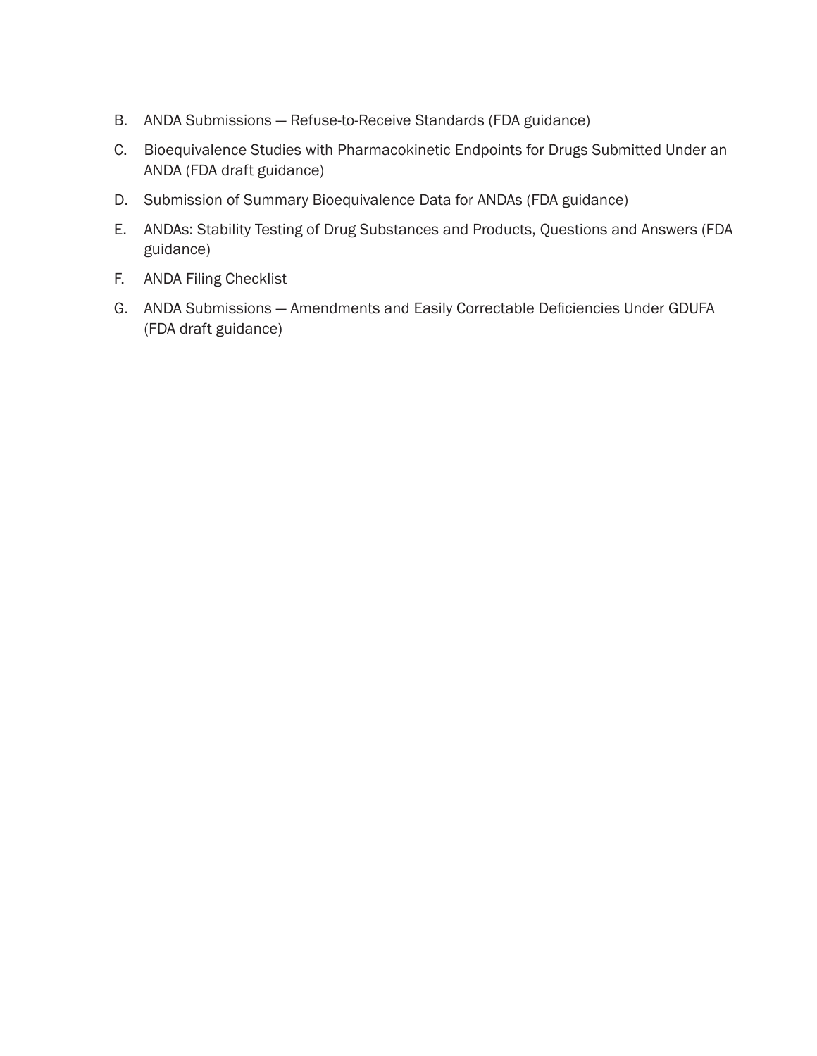B. ANDA Submissions — Refuse-to-Receive Standards (FDA guidance)

C. Bioequivalence Studies with Pharmacokinetic Endpoints for Drugs Submitted Under an ANDA (FDA draft guidance)

D. Submission of Summary Bioequivalence Data for ANDAs (FDA guidance)

E. ANDAs: Stability Testing of Drug Substances and Products, Questions and Answers (FDA guidance)

F. ANDA Filing Checklist

G. ANDA Submissions — Amendments and Easily Correctable Deficiencies Under GDUFA (FDA draft guidance)